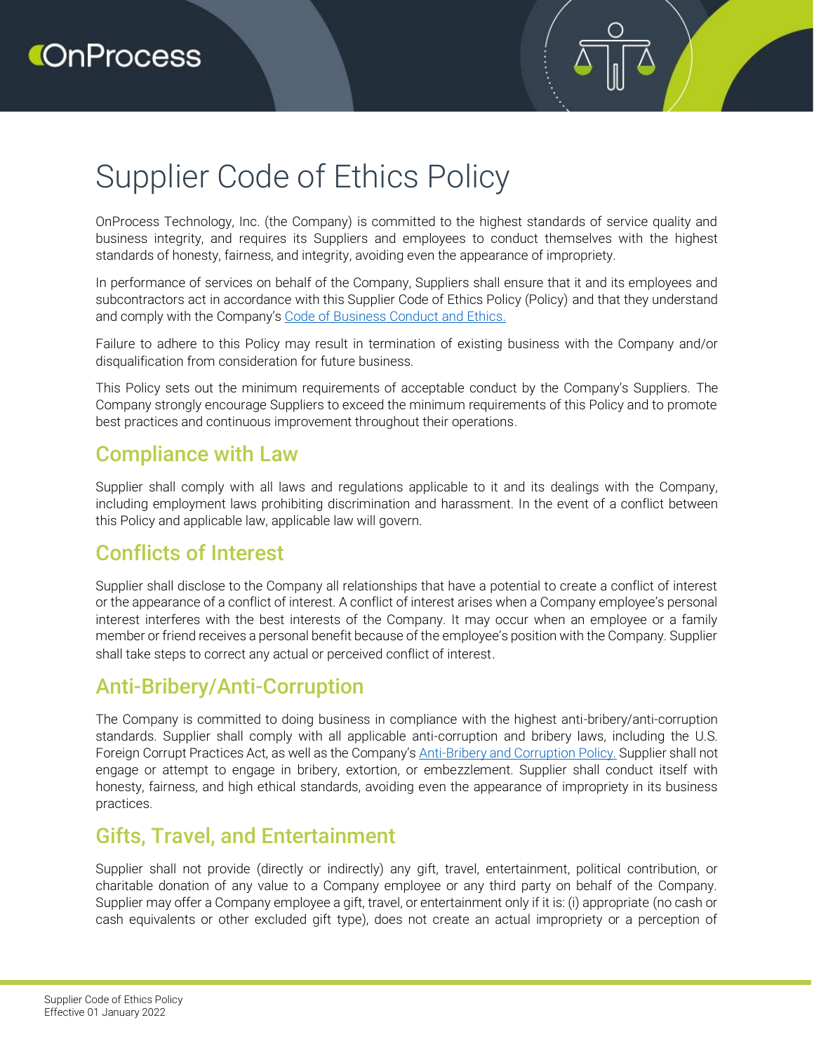# Supplier Code of Ethics Policy

OnProcess Technology, Inc. (the Company) is committed to the highest standards of service quality and business integrity, and requires its Suppliers and employees to conduct themselves with the highest standards of honesty, fairness, and integrity, avoiding even the appearance of impropriety.

In performance of services on behalf of the Company, Suppliers shall ensure that it and its employees and subcontractors act in accordance with this Supplier Code of Ethics Policy (Policy) and that they understand and comply with the Company's Code of Business Conduct and Ethics.

Failure to adhere to this Policy may result in termination of existing business with the Company and/or disqualification from consideration for future business.

This Policy sets out the minimum requirements of acceptable conduct by the Company's Suppliers. The Company strongly encourage Suppliers to exceed the minimum requirements of this Policy and to promote best practices and continuous improvement throughout their operations.

## Compliance with Law

Supplier shall comply with all laws and regulations applicable to it and its dealings with the Company, including employment laws prohibiting discrimination and harassment. In the event of a conflict between this Policy and applicable law, applicable law will govern.

## Conflicts of Interest

Supplier shall disclose to the Company all relationships that have a potential to create a conflict of interest or the appearance of a conflict of interest. A conflict of interest arises when a Company employee's personal interest interferes with the best interests of the Company. It may occur when an employee or a family member or friend receives a personal benefit because of the employee's position with the Company. Supplier shall take steps to correct any actual or perceived conflict of interest.

## Anti-Bribery/Anti-Corruption

The Company is committed to doing business in compliance with the highest anti-bribery/anti-corruption standards. Supplier shall comply with all applicable anti-corruption and bribery laws, including the U.S. Foreign Corrupt Practices Act, as well as the Company's Anti-Bribery and Corruption Policy. Supplier shall not engage or attempt to engage in bribery, extortion, or embezzlement. Supplier shall conduct itself with honesty, fairness, and high ethical standards, avoiding even the appearance of impropriety in its business practices.

## Gifts, Travel, and Entertainment

Supplier shall not provide (directly or indirectly) any gift, travel, entertainment, political contribution, or charitable donation of any value to a Company employee or any third party on behalf of the Company. Supplier may offer a Company employee a gift, travel, or entertainment only if it is: (i) appropriate (no cash or cash equivalents or other excluded gift type), does not create an actual impropriety or a perception of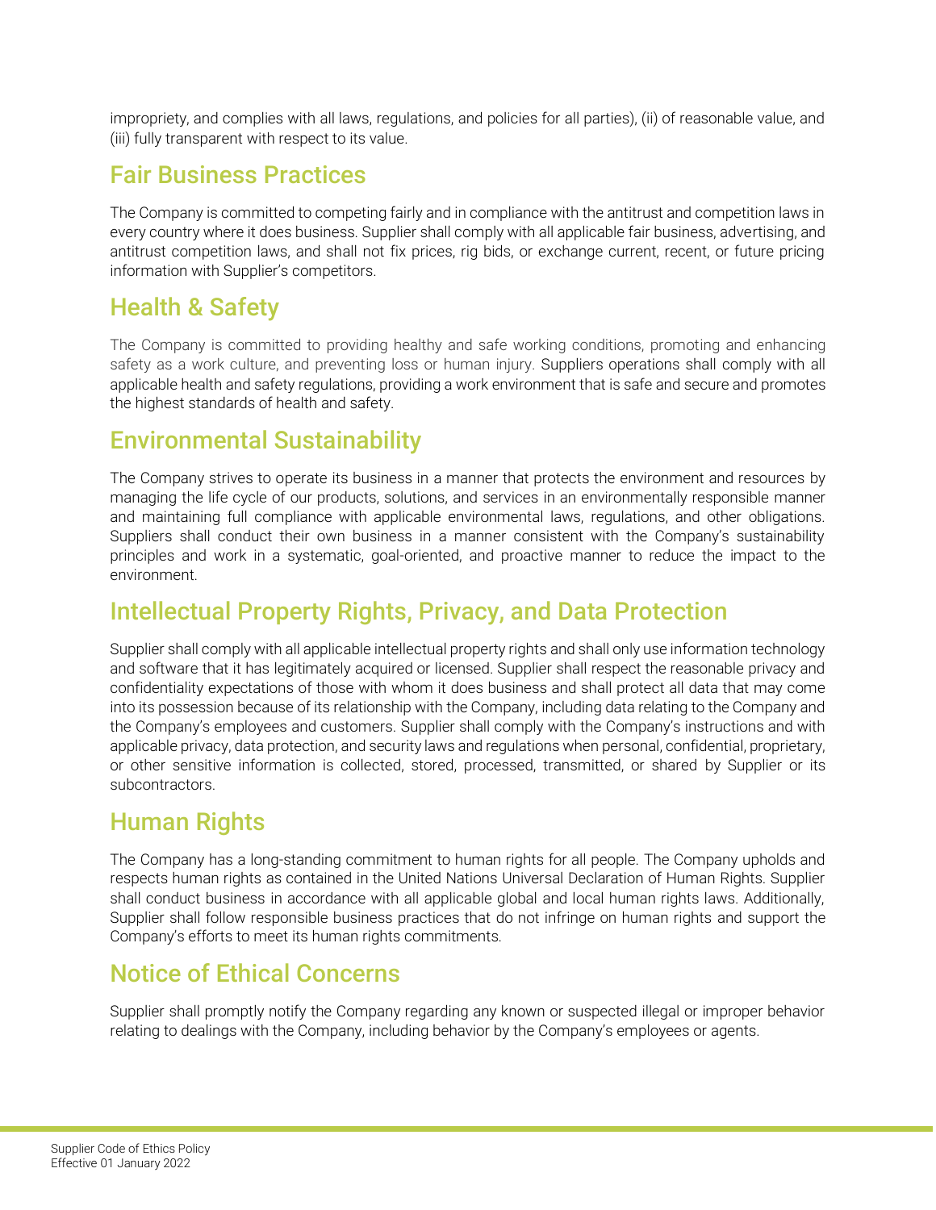impropriety, and complies with all laws, regulations, and policies for all parties), (ii) of reasonable value, and (iii) fully transparent with respect to its value.

## Fair Business Practices

The Company is committed to competing fairly and in compliance with the antitrust and competition laws in every country where it does business. Supplier shall comply with all applicable fair business, advertising, and antitrust competition laws, and shall not fix prices, rig bids, or exchange current, recent, or future pricing information with Supplier's competitors.

## Health & Safety

The Company is committed to providing healthy and safe working conditions, promoting and enhancing safety as a work culture, and preventing loss or human injury. Suppliers operations shall comply with all applicable health and safety regulations, providing a work environment that is safe and secure and promotes the highest standards of health and safety.

## Environmental Sustainability

The Company strives to operate its business in a manner that protects the environment and resources by managing the life cycle of our products, solutions, and services in an environmentally responsible manner and maintaining full compliance with applicable environmental laws, regulations, and other obligations. Suppliers shall conduct their own business in a manner consistent with the Company's sustainability principles and work in a systematic, goal-oriented, and proactive manner to reduce the impact to the environment.

## Intellectual Property Rights, Privacy, and Data Protection

Supplier shall comply with all applicable intellectual property rights and shall only use information technology and software that it has legitimately acquired or licensed. Supplier shall respect the reasonable privacy and confidentiality expectations of those with whom it does business and shall protect all data that may come into its possession because of its relationship with the Company, including data relating to the Company and the Company's employees and customers. Supplier shall comply with the Company's instructions and with applicable privacy, data protection, and security laws and regulations when personal, confidential, proprietary, or other sensitive information is collected, stored, processed, transmitted, or shared by Supplier or its subcontractors.

## Human Rights

The Company has a long-standing commitment to human rights for all people. The Company upholds and respects human rights as contained in the United Nations Universal Declaration of Human Rights. Supplier shall conduct business in accordance with all applicable global and local human rights laws. Additionally, Supplier shall follow responsible business practices that do not infringe on human rights and support the Company's efforts to meet its human rights commitments.

## Notice of Ethical Concerns

Supplier shall promptly notify the Company regarding any known or suspected illegal or improper behavior relating to dealings with the Company, including behavior by the Company's employees or agents.